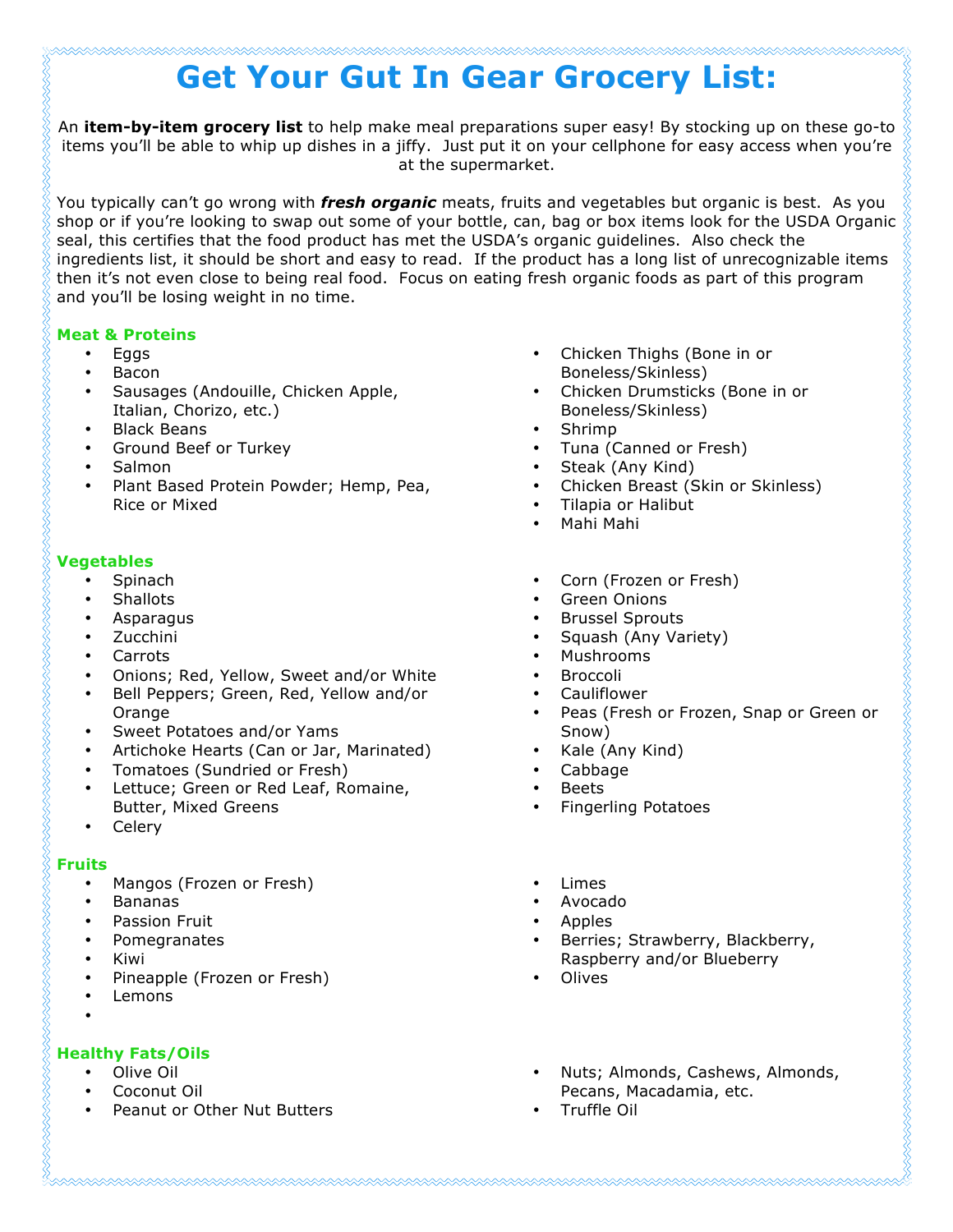# Get Your Gut In Gear Grocery List:

An **item-by-item grocery list** to help make meal preparations super easy! By stocking up on these go-to items you'll be able to whip up dishes in a jiffy. Just put it on your cellphone for easy access when you're at the supermarket.

You typically can't go wrong with ***fresh organic*** meats, fruits and vegetables but organic is best. As you shop or if you're looking to swap out some of your bottle, can, bag or box items look for the USDA Organic seal, this certifies that the food product has met the USDA's organic guidelines. Also check the ingredients list, it should be short and easy to read. If the product has a long list of unrecognizable items then it's not even close to being real food. Focus on eating fresh organic foods as part of this program and you'll be losing weight in no time.

### Meat & Proteins

- Eggs
- Bacon
- Sausages (Andouille, Chicken Apple, Italian, Chorizo, etc.)
- Black Beans
- Ground Beef or Turkey
- Salmon
- Plant Based Protein Powder; Hemp, Pea, Rice or Mixed
- Chicken Thighs (Bone in or Boneless/Skinless)
- Chicken Drumsticks (Bone in or Boneless/Skinless)
- Shrimp
- Tuna (Canned or Fresh)
- Steak (Any Kind)
- Chicken Breast (Skin or Skinless)
- Tilapia or Halibut
- Mahi Mahi

### Vegetables

- Spinach
- Shallots
- Asparagus
- Zucchini
- Carrots
- Onions; Red, Yellow, Sweet and/or White
- Bell Peppers; Green, Red, Yellow and/or Orange
- Sweet Potatoes and/or Yams
- Artichoke Hearts (Can or Jar, Marinated)
- Tomatoes (Sundried or Fresh)
- Lettuce; Green or Red Leaf, Romaine, Butter, Mixed Greens
- Celery
- Corn (Frozen or Fresh)
- Green Onions
- Brussel Sprouts
- Squash (Any Variety)
- Mushrooms
- Broccoli
- Cauliflower
- Peas (Fresh or Frozen, Snap or Green or Snow)
- Kale (Any Kind)
- Cabbage
- Beets
- Fingerling Potatoes

### Fruits

- Mangos (Frozen or Fresh)
- Bananas
- Passion Fruit
- Pomegranates
- Kiwi
- Pineapple (Frozen or Fresh)
- Lemons
- Limes
- Avocado
- Apples
- Berries; Strawberry, Blackberry, Raspberry and/or Blueberry
- Olives

### Healthy Fats/Oils

- Olive Oil
- Coconut Oil
- Peanut or Other Nut Butters
- Nuts; Almonds, Cashews, Almonds, Pecans, Macadamia, etc.
- Truffle Oil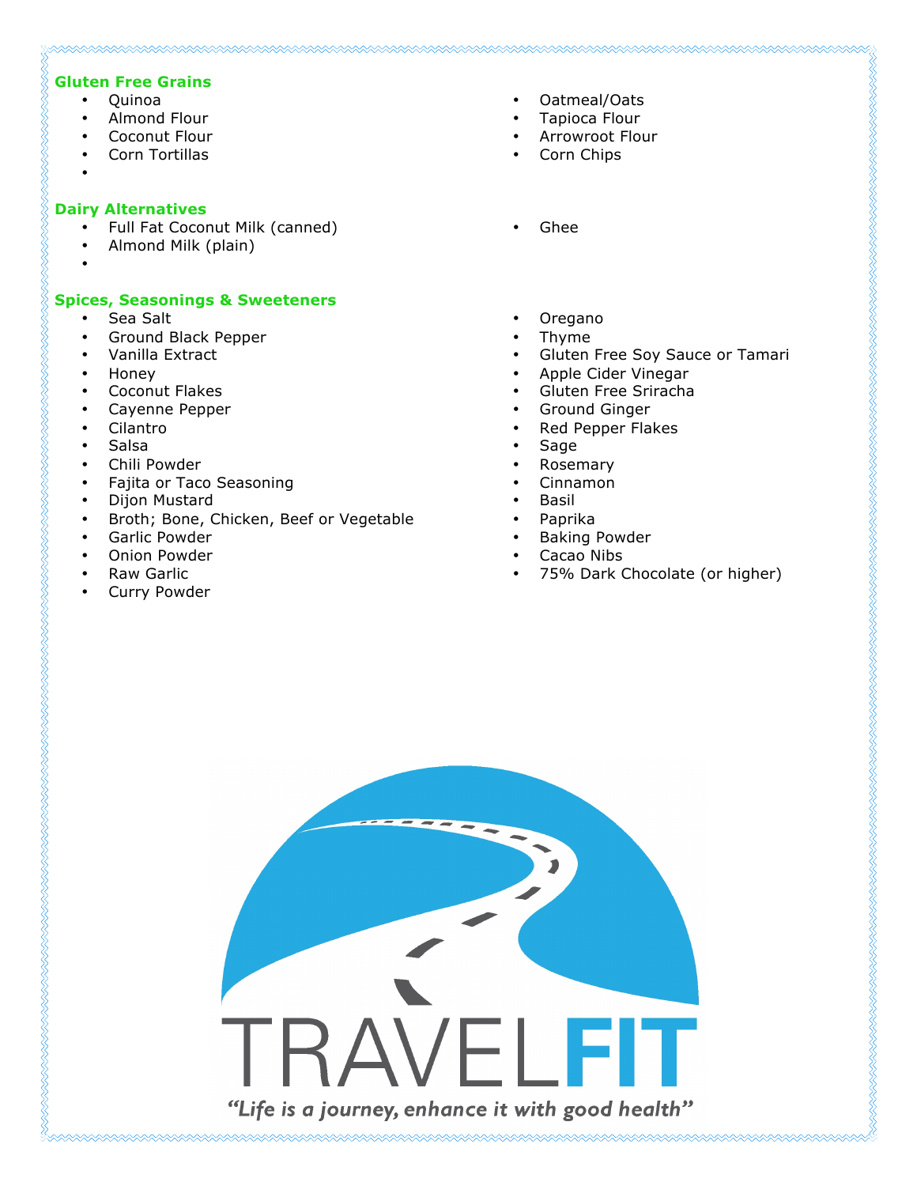### Gluten Free Grains

- Quinoa
- Almond Flour
- Coconut Flour
- Corn Tortillas
- Oatmeal/Oats
- Tapioca Flour
- Arrowroot Flour
- Corn Chips

### Dairy Alternatives

- Full Fat Coconut Milk (canned)
- Almond Milk (plain)
- Ghee

### Spices, Seasonings & Sweeteners

- Sea Salt
- Ground Black Pepper
- Vanilla Extract
- Honey
- Coconut Flakes
- Cayenne Pepper
- Cilantro
- Salsa
- Chili Powder
- Fajita or Taco Seasoning
- Dijon Mustard
- Broth; Bone, Chicken, Beef or Vegetable
- Garlic Powder
- Onion Powder
- Raw Garlic
- Curry Powder
- Oregano
- Thyme
- Gluten Free Soy Sauce or Tamari
- Apple Cider Vinegar
- Gluten Free Sriracha
- Ground Ginger
- Red Pepper Flakes
- Sage
- Rosemary
- Cinnamon
- Basil
- Paprika
- Baking Powder
- Cacao Nibs
- 75% Dark Chocolate (or higher)

TRAVELFIT

*"Life is a journey, enhance it with good health"*